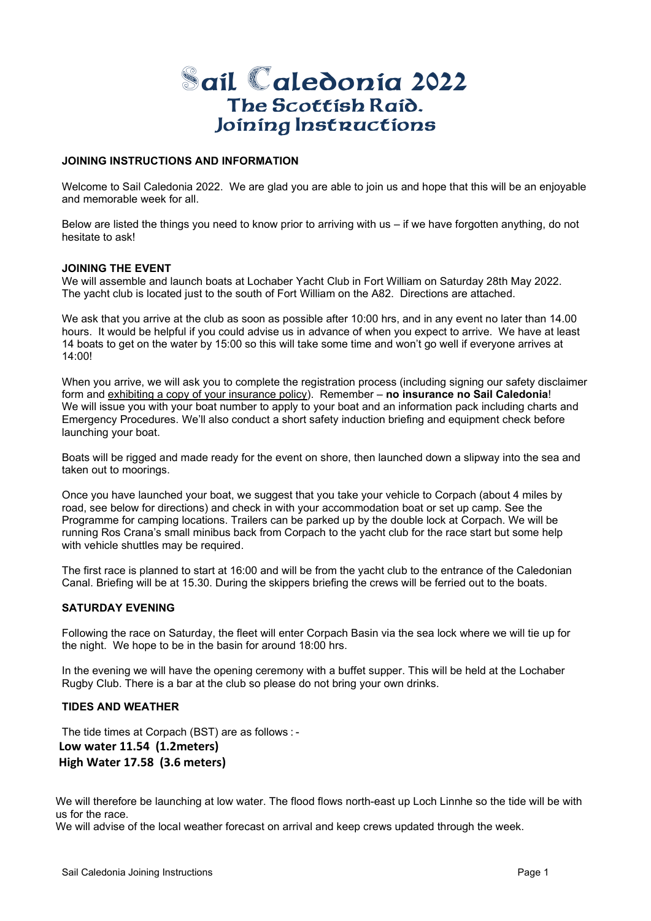# Sail Caledonia 2022
## The Scottish Raid.
## Joining Instructions

### JOINING INSTRUCTIONS AND INFORMATION

Welcome to Sail Caledonia 2022. We are glad you are able to join us and hope that this will be an enjoyable and memorable week for all.

Below are listed the things you need to know prior to arriving with us – if we have forgotten anything, do not hesitate to ask!

### JOINING THE EVENT

We will assemble and launch boats at Lochaber Yacht Club in Fort William on Saturday 28th May 2022. The yacht club is located just to the south of Fort William on the A82. Directions are attached.

We ask that you arrive at the club as soon as possible after 10:00 hrs, and in any event no later than 14.00 hours. It would be helpful if you could advise us in advance of when you expect to arrive. We have at least 14 boats to get on the water by 15:00 so this will take some time and won't go well if everyone arrives at 14:00!

When you arrive, we will ask you to complete the registration process (including signing our safety disclaimer form and exhibiting a copy of your insurance policy). Remember – **no insurance no Sail Caledonia**! We will issue you with your boat number to apply to your boat and an information pack including charts and Emergency Procedures. We'll also conduct a short safety induction briefing and equipment check before launching your boat.

Boats will be rigged and made ready for the event on shore, then launched down a slipway into the sea and taken out to moorings.

Once you have launched your boat, we suggest that you take your vehicle to Corpach (about 4 miles by road, see below for directions) and check in with your accommodation boat or set up camp. See the Programme for camping locations. Trailers can be parked up by the double lock at Corpach. We will be running Ros Crana's small minibus back from Corpach to the yacht club for the race start but some help with vehicle shuttles may be required.

The first race is planned to start at 16:00 and will be from the yacht club to the entrance of the Caledonian Canal. Briefing will be at 15.30. During the skippers briefing the crews will be ferried out to the boats.

### SATURDAY EVENING

Following the race on Saturday, the fleet will enter Corpach Basin via the sea lock where we will tie up for the night. We hope to be in the basin for around 18:00 hrs.

In the evening we will have the opening ceremony with a buffet supper. This will be held at the Lochaber Rugby Club. There is a bar at the club so please do not bring your own drinks.

### TIDES AND WEATHER

The tide times at Corpach (BST) are as follows : -

**Low water 11.54 (1.2meters)**
**High Water 17.58 (3.6 meters)**

We will therefore be launching at low water. The flood flows north-east up Loch Linnhe so the tide will be with us for the race.
We will advise of the local weather forecast on arrival and keep crews updated through the week.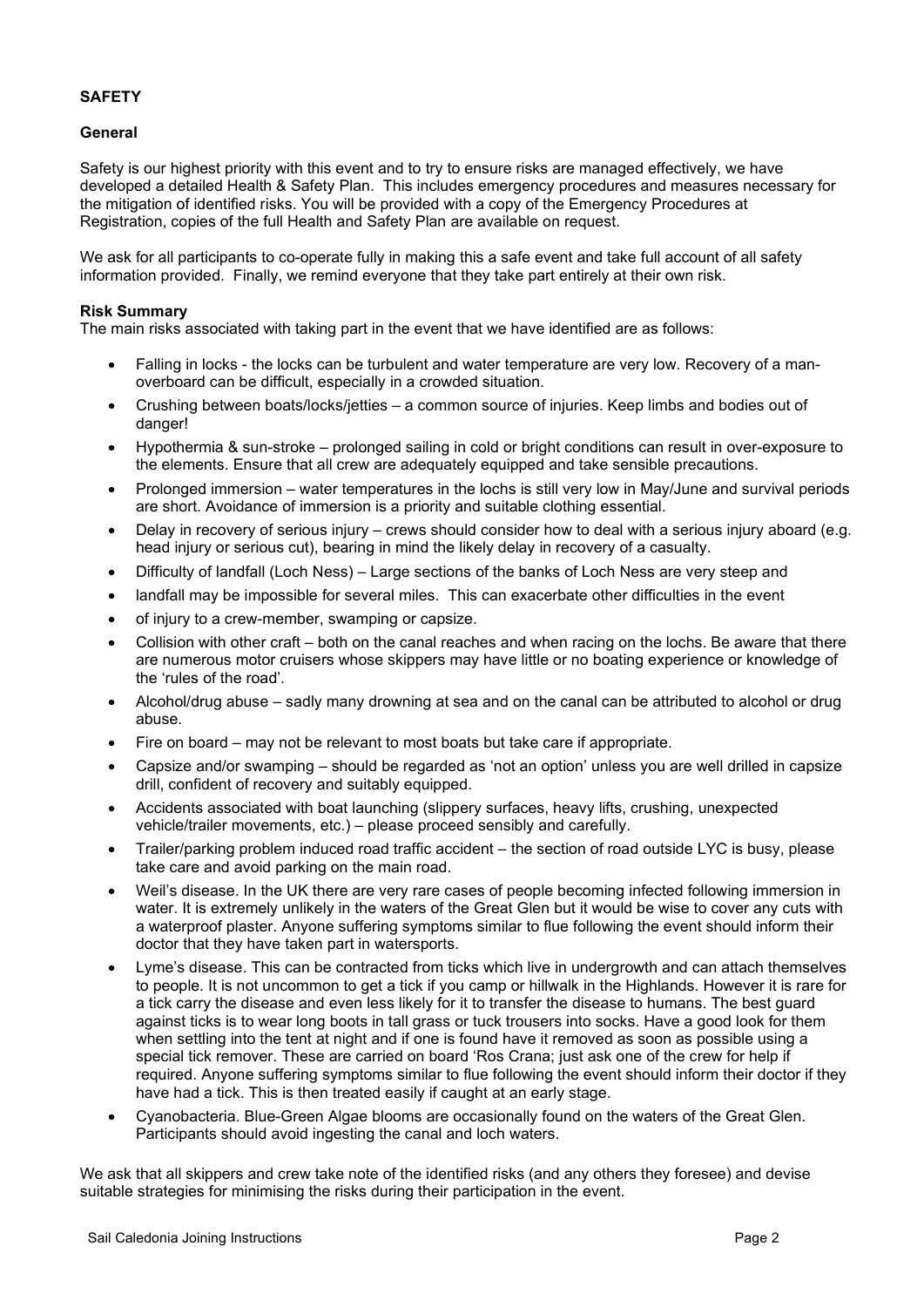## SAFETY

### General

Safety is our highest priority with this event and to try to ensure risks are managed effectively, we have developed a detailed Health & Safety Plan. This includes emergency procedures and measures necessary for the mitigation of identified risks. You will be provided with a copy of the Emergency Procedures at Registration, copies of the full Health and Safety Plan are available on request.

We ask for all participants to co-operate fully in making this a safe event and take full account of all safety information provided. Finally, we remind everyone that they take part entirely at their own risk.

### Risk Summary

The main risks associated with taking part in the event that we have identified are as follows:

- Falling in locks - the locks can be turbulent and water temperature are very low. Recovery of a man-overboard can be difficult, especially in a crowded situation.
- Crushing between boats/locks/jetties – a common source of injuries. Keep limbs and bodies out of danger!
- Hypothermia & sun-stroke – prolonged sailing in cold or bright conditions can result in over-exposure to the elements. Ensure that all crew are adequately equipped and take sensible precautions.
- Prolonged immersion – water temperatures in the lochs is still very low in May/June and survival periods are short. Avoidance of immersion is a priority and suitable clothing essential.
- Delay in recovery of serious injury – crews should consider how to deal with a serious injury aboard (e.g. head injury or serious cut), bearing in mind the likely delay in recovery of a casualty.
- Difficulty of landfall (Loch Ness) – Large sections of the banks of Loch Ness are very steep and
- landfall may be impossible for several miles. This can exacerbate other difficulties in the event
- of injury to a crew-member, swamping or capsize.
- Collision with other craft – both on the canal reaches and when racing on the lochs. Be aware that there are numerous motor cruisers whose skippers may have little or no boating experience or knowledge of the 'rules of the road'.
- Alcohol/drug abuse – sadly many drowning at sea and on the canal can be attributed to alcohol or drug abuse.
- Fire on board – may not be relevant to most boats but take care if appropriate.
- Capsize and/or swamping – should be regarded as 'not an option' unless you are well drilled in capsize drill, confident of recovery and suitably equipped.
- Accidents associated with boat launching (slippery surfaces, heavy lifts, crushing, unexpected vehicle/trailer movements, etc.) – please proceed sensibly and carefully.
- Trailer/parking problem induced road traffic accident – the section of road outside LYC is busy, please take care and avoid parking on the main road.
- Weil's disease. In the UK there are very rare cases of people becoming infected following immersion in water. It is extremely unlikely in the waters of the Great Glen but it would be wise to cover any cuts with a waterproof plaster. Anyone suffering symptoms similar to flue following the event should inform their doctor that they have taken part in watersports.
- Lyme's disease. This can be contracted from ticks which live in undergrowth and can attach themselves to people. It is not uncommon to get a tick if you camp or hillwalk in the Highlands. However it is rare for a tick carry the disease and even less likely for it to transfer the disease to humans. The best guard against ticks is to wear long boots in tall grass or tuck trousers into socks. Have a good look for them when settling into the tent at night and if one is found have it removed as soon as possible using a special tick remover. These are carried on board 'Ros Crana; just ask one of the crew for help if required. Anyone suffering symptoms similar to flue following the event should inform their doctor if they have had a tick. This is then treated easily if caught at an early stage.
- Cyanobacteria. Blue-Green Algae blooms are occasionally found on the waters of the Great Glen. Participants should avoid ingesting the canal and loch waters.

We ask that all skippers and crew take note of the identified risks (and any others they foresee) and devise suitable strategies for minimising the risks during their participation in the event.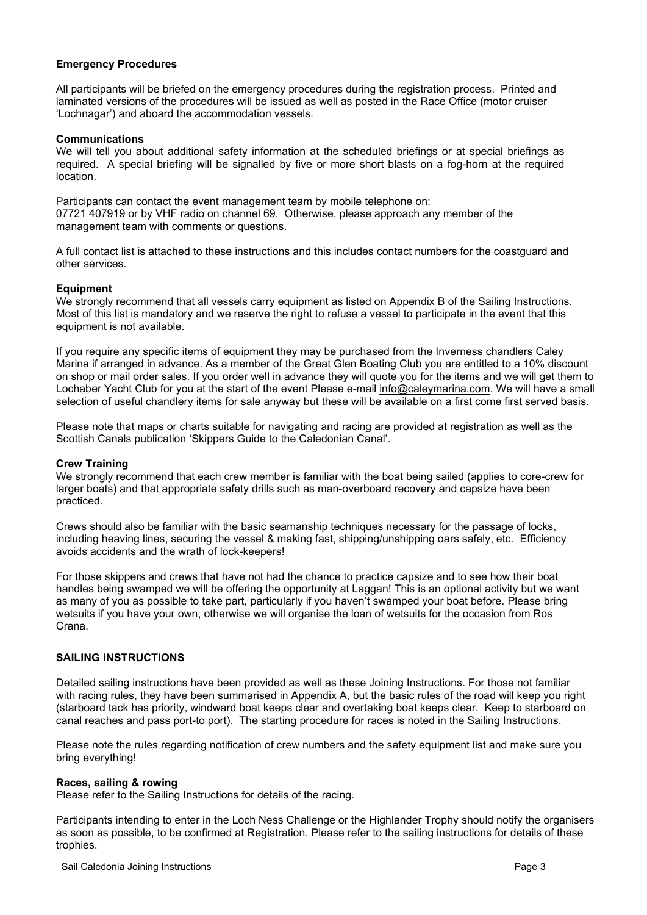**Emergency Procedures**

All participants will be briefed on the emergency procedures during the registration process. Printed and laminated versions of the procedures will be issued as well as posted in the Race Office (motor cruiser 'Lochnagar') and aboard the accommodation vessels.

**Communications**

We will tell you about additional safety information at the scheduled briefings or at special briefings as required. A special briefing will be signalled by five or more short blasts on a fog-horn at the required location.

Participants can contact the event management team by mobile telephone on:
07721 407919 or by VHF radio on channel 69. Otherwise, please approach any member of the management team with comments or questions.

A full contact list is attached to these instructions and this includes contact numbers for the coastguard and other services.

**Equipment**

We strongly recommend that all vessels carry equipment as listed on Appendix B of the Sailing Instructions. Most of this list is mandatory and we reserve the right to refuse a vessel to participate in the event that this equipment is not available.

If you require any specific items of equipment they may be purchased from the Inverness chandlers Caley Marina if arranged in advance. As a member of the Great Glen Boating Club you are entitled to a 10% discount on shop or mail order sales. If you order well in advance they will quote you for the items and we will get them to Lochaber Yacht Club for you at the start of the event Please e-mail info@caleymarina.com. We will have a small selection of useful chandlery items for sale anyway but these will be available on a first come first served basis.

Please note that maps or charts suitable for navigating and racing are provided at registration as well as the Scottish Canals publication 'Skippers Guide to the Caledonian Canal'.

**Crew Training**

We strongly recommend that each crew member is familiar with the boat being sailed (applies to core-crew for larger boats) and that appropriate safety drills such as man-overboard recovery and capsize have been practiced.

Crews should also be familiar with the basic seamanship techniques necessary for the passage of locks, including heaving lines, securing the vessel & making fast, shipping/unshipping oars safely, etc. Efficiency avoids accidents and the wrath of lock-keepers!

For those skippers and crews that have not had the chance to practice capsize and to see how their boat handles being swamped we will be offering the opportunity at Laggan! This is an optional activity but we want as many of you as possible to take part, particularly if you haven't swamped your boat before. Please bring wetsuits if you have your own, otherwise we will organise the loan of wetsuits for the occasion from Ros Crana.

## SAILING INSTRUCTIONS

Detailed sailing instructions have been provided as well as these Joining Instructions. For those not familiar with racing rules, they have been summarised in Appendix A, but the basic rules of the road will keep you right (starboard tack has priority, windward boat keeps clear and overtaking boat keeps clear. Keep to starboard on canal reaches and pass port-to port). The starting procedure for races is noted in the Sailing Instructions.

Please note the rules regarding notification of crew numbers and the safety equipment list and make sure you bring everything!

**Races, sailing & rowing**

Please refer to the Sailing Instructions for details of the racing.

Participants intending to enter in the Loch Ness Challenge or the Highlander Trophy should notify the organisers as soon as possible, to be confirmed at Registration. Please refer to the sailing instructions for details of these trophies.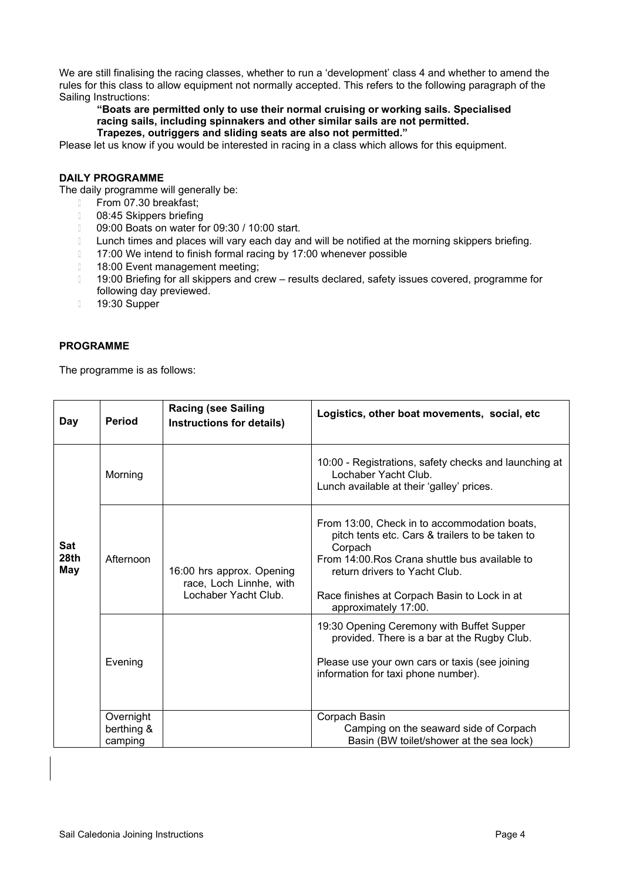We are still finalising the racing classes, whether to run a 'development' class 4 and whether to amend the rules for this class to allow equipment not normally accepted. This refers to the following paragraph of the Sailing Instructions:

> **"Boats are permitted only to use their normal cruising or working sails. Specialised racing sails, including spinnakers and other similar sails are not permitted. Trapezes, outriggers and sliding seats are also not permitted."**

Please let us know if you would be interested in racing in a class which allows for this equipment.

**DAILY PROGRAMME**

The daily programme will generally be:

- From 07.30 breakfast;
- 08:45 Skippers briefing
- 09:00 Boats on water for 09:30 / 10:00 start.
- Lunch times and places will vary each day and will be notified at the morning skippers briefing.
- 17:00 We intend to finish formal racing by 17:00 whenever possible
- 18:00 Event management meeting;
- 19:00 Briefing for all skippers and crew – results declared, safety issues covered, programme for following day previewed.
- 19:30 Supper

**PROGRAMME**

The programme is as follows:

| Day | Period | Racing (see Sailing Instructions for details) | Logistics, other boat movements, social, etc |
|---|---|---|---|
| **Sat 28th May** | Morning | | 10:00 - Registrations, safety checks and launching at Lochaber Yacht Club.<br>Lunch available at their 'galley' prices. |
| | Afternoon | 16:00 hrs approx. Opening race, Loch Linnhe, with Lochaber Yacht Club. | From 13:00, Check in to accommodation boats, pitch tents etc. Cars & trailers to be taken to Corpach<br>From 14:00.Ros Crana shuttle bus available to return drivers to Yacht Club.<br>Race finishes at Corpach Basin to Lock in at approximately 17:00. |
| | Evening | | 19:30 Opening Ceremony with Buffet Supper provided. There is a bar at the Rugby Club.<br>Please use your own cars or taxis (see joining information for taxi phone number). |
| | Overnight berthing & camping | | Corpach Basin<br>Camping on the seaward side of Corpach Basin (BW toilet/shower at the sea lock) |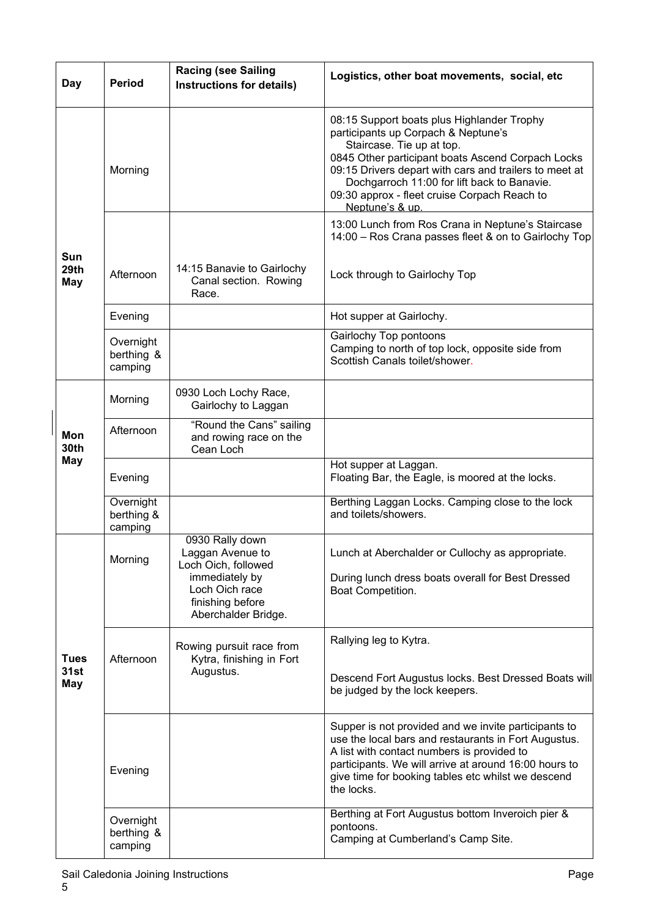| Day | Period | Racing (see Sailing Instructions for details) | Logistics, other boat movements, social, etc |
|---|---|---|---|
| Sun 29th May | Morning | | 08:15 Support boats plus Highlander Trophy participants up Corpach & Neptune's Staircase. Tie up at top.<br>0845 Other participant boats Ascend Corpach Locks<br>09:15 Drivers depart with cars and trailers to meet at Dochgarroch 11:00 for lift back to Banavie.<br>09:30 approx - fleet cruise Corpach Reach to Neptune's & up. |
| | Afternoon | 14:15 Banavie to Gairlochy Canal section. Rowing Race. | 13:00 Lunch from Ros Crana in Neptune's Staircase<br>14:00 – Ros Crana passes fleet & on to Gairlochy Top<br>Lock through to Gairlochy Top |
| | Evening | | Hot supper at Gairlochy. |
| | Overnight berthing & camping | | Gairlochy Top pontoons<br>Camping to north of top lock, opposite side from Scottish Canals toilet/shower. |
| Mon 30th May | Morning | 0930 Loch Lochy Race, Gairlochy to Laggan | |
| | Afternoon | "Round the Cans" sailing and rowing race on the Cean Loch | |
| | Evening | | Hot supper at Laggan.<br>Floating Bar, the Eagle, is moored at the locks. |
| | Overnight berthing & camping | | Berthing Laggan Locks. Camping close to the lock and toilets/showers. |
| Tues 31st May | Morning | 0930 Rally down Laggan Avenue to Loch Oich, followed immediately by Loch Oich race finishing before Aberchalder Bridge. | Lunch at Aberchalder or Cullochy as appropriate.<br>During lunch dress boats overall for Best Dressed Boat Competition. |
| | Afternoon | Rowing pursuit race from Kytra, finishing in Fort Augustus. | Rallying leg to Kytra.<br>Descend Fort Augustus locks. Best Dressed Boats will be judged by the lock keepers. |
| | Evening | | Supper is not provided and we invite participants to use the local bars and restaurants in Fort Augustus. A list with contact numbers is provided to participants. We will arrive at around 16:00 hours to give time for booking tables etc whilst we descend the locks. |
| | Overnight berthing & camping | | Berthing at Fort Augustus bottom Inveroich pier & pontoons.<br>Camping at Cumberland's Camp Site. |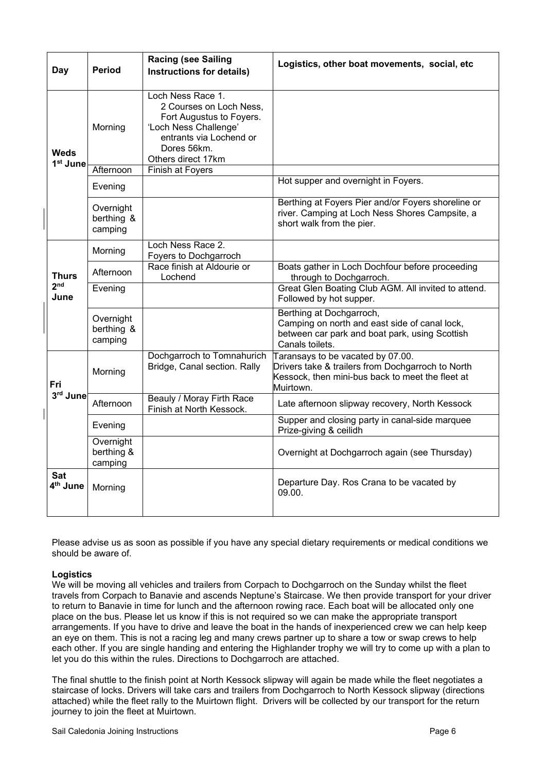| Day | Period | Racing (see Sailing Instructions for details) | Logistics, other boat movements, social, etc |
|---|---|---|---|
| **Weds 1st June** | Morning | Loch Ness Race 1. 2 Courses on Loch Ness, Fort Augustus to Foyers. 'Loch Ness Challenge' entrants via Lochend or Dores 56km. Others direct 17km | |
| | Afternoon | Finish at Foyers | |
| | Evening | | Hot supper and overnight in Foyers. |
| | Overnight berthing & camping | | Berthing at Foyers Pier and/or Foyers shoreline or river. Camping at Loch Ness Shores Campsite, a short walk from the pier. |
| **Thurs 2nd June** | Morning | Loch Ness Race 2. Foyers to Dochgarroch | |
| | Afternoon | Race finish at Aldourie or Lochend | Boats gather in Loch Dochfour before proceeding through to Dochgarroch. |
| | Evening | | Great Glen Boating Club AGM. All invited to attend. Followed by hot supper. |
| | Overnight berthing & camping | | Berthing at Dochgarroch, Camping on north and east side of canal lock, between car park and boat park, using Scottish Canals toilets. |
| **Fri 3rd June** | Morning | Dochgarroch to Tomnahurich Bridge, Canal section. Rally | Taransays to be vacated by 07.00. Drivers take & trailers from Dochgarroch to North Kessock, then mini-bus back to meet the fleet at Muirtown. |
| | Afternoon | Beauly / Moray Firth Race Finish at North Kessock. | Late afternoon slipway recovery, North Kessock |
| | Evening | | Supper and closing party in canal-side marquee Prize-giving & ceilidh |
| | Overnight berthing & camping | | Overnight at Dochgarroch again (see Thursday) |
| **Sat 4th June** | Morning | | Departure Day. Ros Crana to be vacated by 09.00. |

Please advise us as soon as possible if you have any special dietary requirements or medical conditions we should be aware of.

**Logistics**

We will be moving all vehicles and trailers from Corpach to Dochgarroch on the Sunday whilst the fleet travels from Corpach to Banavie and ascends Neptune's Staircase. We then provide transport for your driver to return to Banavie in time for lunch and the afternoon rowing race. Each boat will be allocated only one place on the bus. Please let us know if this is not required so we can make the appropriate transport arrangements. If you have to drive and leave the boat in the hands of inexperienced crew we can help keep an eye on them. This is not a racing leg and many crews partner up to share a tow or swap crews to help each other. If you are single handing and entering the Highlander trophy we will try to come up with a plan to let you do this within the rules. Directions to Dochgarroch are attached.

The final shuttle to the finish point at North Kessock slipway will again be made while the fleet negotiates a staircase of locks. Drivers will take cars and trailers from Dochgarroch to North Kessock slipway (directions attached) while the fleet rally to the Muirtown flight. Drivers will be collected by our transport for the return journey to join the fleet at Muirtown.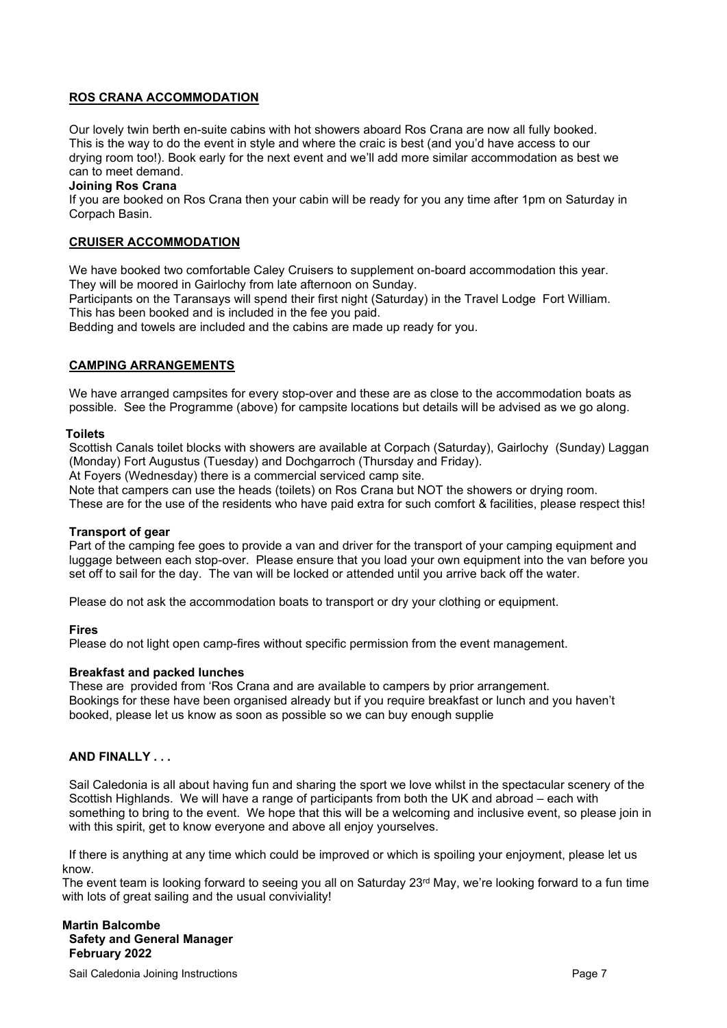## ROS CRANA ACCOMMODATION

Our lovely twin berth en-suite cabins with hot showers aboard Ros Crana are now all fully booked. This is the way to do the event in style and where the craic is best (and you'd have access to our drying room too!). Book early for the next event and we'll add more similar accommodation as best we can to meet demand.

**Joining Ros Crana**

If you are booked on Ros Crana then your cabin will be ready for you any time after 1pm on Saturday in Corpach Basin.

## CRUISER ACCOMMODATION

We have booked two comfortable Caley Cruisers to supplement on-board accommodation this year. They will be moored in Gairlochy from late afternoon on Sunday.

Participants on the Taransays will spend their first night (Saturday) in the Travel Lodge Fort William. This has been booked and is included in the fee you paid.

Bedding and towels are included and the cabins are made up ready for you.

## CAMPING ARRANGEMENTS

We have arranged campsites for every stop-over and these are as close to the accommodation boats as possible. See the Programme (above) for campsite locations but details will be advised as we go along.

**Toilets**

Scottish Canals toilet blocks with showers are available at Corpach (Saturday), Gairlochy (Sunday) Laggan (Monday) Fort Augustus (Tuesday) and Dochgarroch (Thursday and Friday).

At Foyers (Wednesday) there is a commercial serviced camp site.

Note that campers can use the heads (toilets) on Ros Crana but NOT the showers or drying room.

These are for the use of the residents who have paid extra for such comfort & facilities, please respect this!

**Transport of gear**

Part of the camping fee goes to provide a van and driver for the transport of your camping equipment and luggage between each stop-over. Please ensure that you load your own equipment into the van before you set off to sail for the day. The van will be locked or attended until you arrive back off the water.

Please do not ask the accommodation boats to transport or dry your clothing or equipment.

**Fires**

Please do not light open camp-fires without specific permission from the event management.

**Breakfast and packed lunches**

These are provided from 'Ros Crana and are available to campers by prior arrangement. Bookings for these have been organised already but if you require breakfast or lunch and you haven't booked, please let us know as soon as possible so we can buy enough supplie

## AND FINALLY . . .

Sail Caledonia is all about having fun and sharing the sport we love whilst in the spectacular scenery of the Scottish Highlands. We will have a range of participants from both the UK and abroad – each with something to bring to the event. We hope that this will be a welcoming and inclusive event, so please join in with this spirit, get to know everyone and above all enjoy yourselves.

If there is anything at any time which could be improved or which is spoiling your enjoyment, please let us know.

The event team is looking forward to seeing you all on Saturday 23rd May, we're looking forward to a fun time with lots of great sailing and the usual conviviality!

**Martin Balcombe**
**Safety and General Manager**
**February 2022**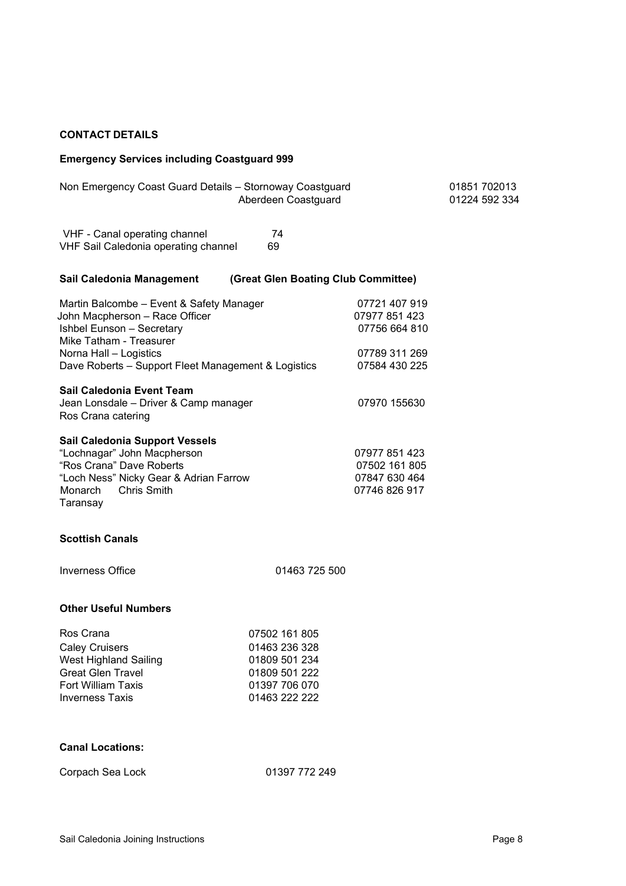## CONTACT DETAILS

### Emergency Services including Coastguard 999

| | | |
|---|---|---|
| Non Emergency Coast Guard Details – Stornoway Coastguard | | 01851 702013 |
| | Aberdeen Coastguard | 01224 592 334 |

| | |
|---|---|
| VHF - Canal operating channel | 74 |
| VHF Sail Caledonia operating channel | 69 |

### Sail Caledonia Management (Great Glen Boating Club Committee)

| | |
|---|---|
| Martin Balcombe – Event & Safety Manager | 07721 407 919 |
| John Macpherson – Race Officer | 07977 851 423 |
| Ishbel Eunson – Secretary | 07756 664 810 |
| Mike Tatham - Treasurer | |
| Norna Hall – Logistics | 07789 311 269 |
| Dave Roberts – Support Fleet Management & Logistics | 07584 430 225 |

**Sail Caledonia Event Team**

| | |
|---|---|
| Jean Lonsdale – Driver & Camp manager | 07970 155630 |
| Ros Crana catering | |

**Sail Caledonia Support Vessels**

| | |
|---|---|
| "Lochnagar" John Macpherson | 07977 851 423 |
| "Ros Crana" Dave Roberts | 07502 161 805 |
| "Loch Ness" Nicky Gear & Adrian Farrow | 07847 630 464 |
| Monarch Chris Smith | 07746 826 917 |
| Taransay | |

### Scottish Canals

| | |
|---|---|
| Inverness Office | 01463 725 500 |

### Other Useful Numbers

| | |
|---|---|
| Ros Crana | 07502 161 805 |
| Caley Cruisers | 01463 236 328 |
| West Highland Sailing | 01809 501 234 |
| Great Glen Travel | 01809 501 222 |
| Fort William Taxis | 01397 706 070 |
| Inverness Taxis | 01463 222 222 |

### Canal Locations:

| | |
|---|---|
| Corpach Sea Lock | 01397 772 249 |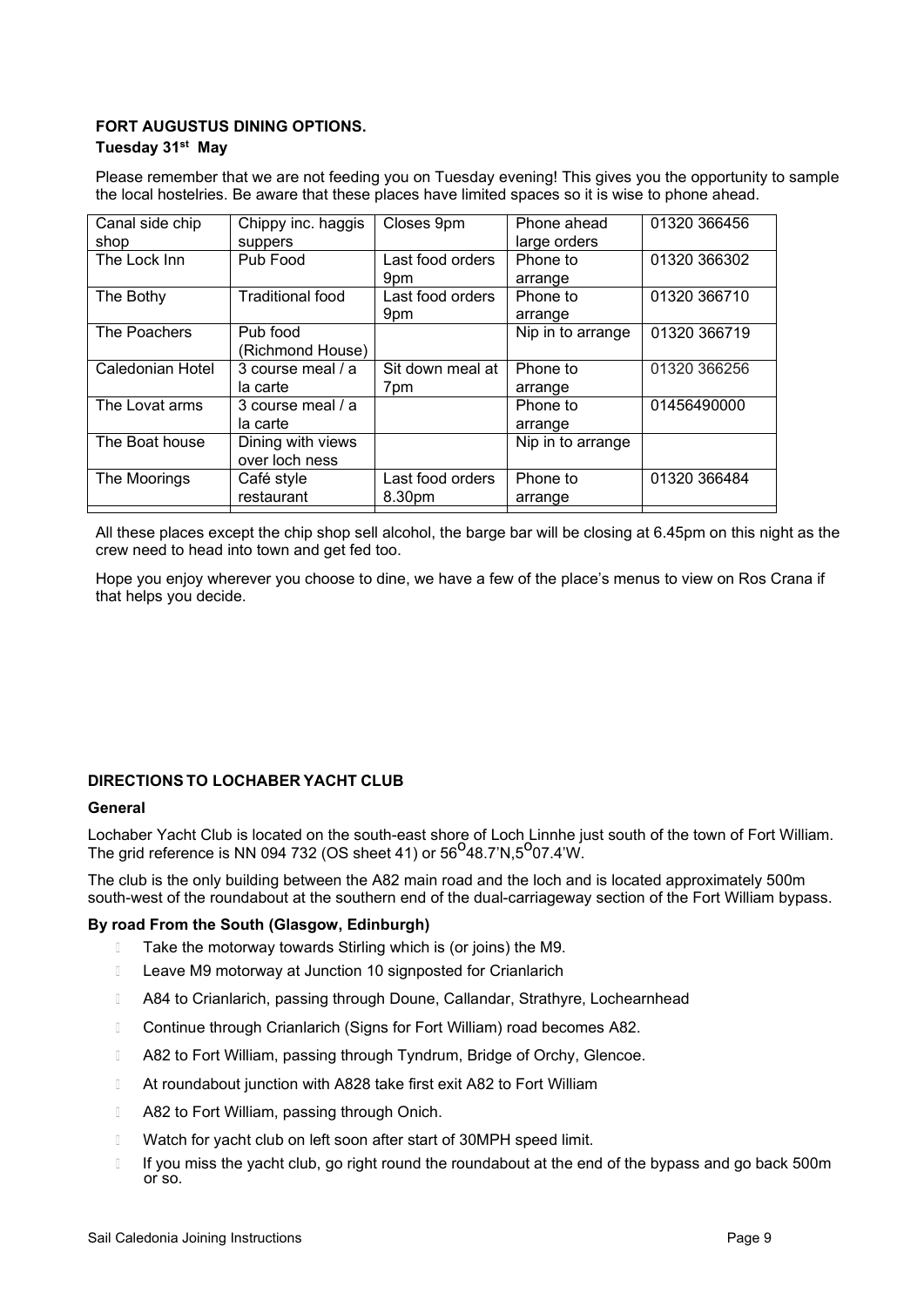**FORT AUGUSTUS DINING OPTIONS.**

**Tuesday 31st May**

Please remember that we are not feeding you on Tuesday evening! This gives you the opportunity to sample the local hostelries. Be aware that these places have limited spaces so it is wise to phone ahead.

| | | | | |
|---|---|---|---|---|
| Canal side chip shop | Chippy inc. haggis suppers | Closes 9pm | Phone ahead large orders | 01320 366456 |
| The Lock Inn | Pub Food | Last food orders 9pm | Phone to arrange | 01320 366302 |
| The Bothy | Traditional food | Last food orders 9pm | Phone to arrange | 01320 366710 |
| The Poachers | Pub food (Richmond House) | | Nip in to arrange | 01320 366719 |
| Caledonian Hotel | 3 course meal / a la carte | Sit down meal at 7pm | Phone to arrange | 01320 366256 |
| The Lovat arms | 3 course meal / a la carte | | Phone to arrange | 01456490000 |
| The Boat house | Dining with views over loch ness | | Nip in to arrange | |
| The Moorings | Café style restaurant | Last food orders 8.30pm | Phone to arrange | 01320 366484 |

All these places except the chip shop sell alcohol, the barge bar will be closing at 6.45pm on this night as the crew need to head into town and get fed too.

Hope you enjoy wherever you choose to dine, we have a few of the place's menus to view on Ros Crana if that helps you decide.

**DIRECTIONS TO LOCHABER YACHT CLUB**

**General**

Lochaber Yacht Club is located on the south-east shore of Loch Linnhe just south of the town of Fort William. The grid reference is NN 094 732 (OS sheet 41) or 56°48.7'N,5°07.4'W.

The club is the only building between the A82 main road and the loch and is located approximately 500m south-west of the roundabout at the southern end of the dual-carriageway section of the Fort William bypass.

**By road From the South (Glasgow, Edinburgh)**

- Take the motorway towards Stirling which is (or joins) the M9.
- Leave M9 motorway at Junction 10 signposted for Crianlarich
- A84 to Crianlarich, passing through Doune, Callandar, Strathyre, Lochearnhead
- Continue through Crianlarich (Signs for Fort William) road becomes A82.
- A82 to Fort William, passing through Tyndrum, Bridge of Orchy, Glencoe.
- At roundabout junction with A828 take first exit A82 to Fort William
- A82 to Fort William, passing through Onich.
- Watch for yacht club on left soon after start of 30MPH speed limit.
- If you miss the yacht club, go right round the roundabout at the end of the bypass and go back 500m or so.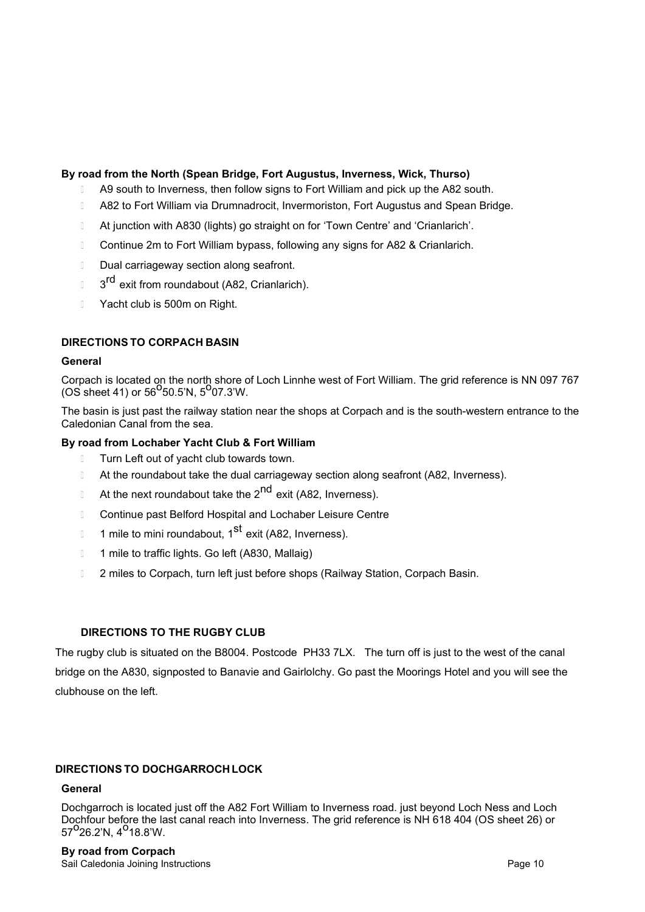**By road from the North (Spean Bridge, Fort Augustus, Inverness, Wick, Thurso)**

- A9 south to Inverness, then follow signs to Fort William and pick up the A82 south.
- A82 to Fort William via Drumnadrocit, Invermoriston, Fort Augustus and Spean Bridge.
- At junction with A830 (lights) go straight on for 'Town Centre' and 'Crianlarich'.
- Continue 2m to Fort William bypass, following any signs for A82 & Crianlarich.
- Dual carriageway section along seafront.
- 3rd exit from roundabout (A82, Crianlarich).
- Yacht club is 500m on Right.

## DIRECTIONS TO CORPACH BASIN

**General**

Corpach is located on the north shore of Loch Linnhe west of Fort William. The grid reference is NN 097 767 (OS sheet 41) or 56°50.5'N, 5°07.3'W.

The basin is just past the railway station near the shops at Corpach and is the south-western entrance to the Caledonian Canal from the sea.

**By road from Lochaber Yacht Club & Fort William**

- Turn Left out of yacht club towards town.
- At the roundabout take the dual carriageway section along seafront (A82, Inverness).
- At the next roundabout take the 2nd exit (A82, Inverness).
- Continue past Belford Hospital and Lochaber Leisure Centre
- 1 mile to mini roundabout, 1st exit (A82, Inverness).
- 1 mile to traffic lights. Go left (A830, Mallaig)
- 2 miles to Corpach, turn left just before shops (Railway Station, Corpach Basin.

## DIRECTIONS TO THE RUGBY CLUB

The rugby club is situated on the B8004. Postcode PH33 7LX. The turn off is just to the west of the canal bridge on the A830, signposted to Banavie and Gairlolchy. Go past the Moorings Hotel and you will see the clubhouse on the left.

## DIRECTIONS TO DOCHGARROCH LOCK

**General**

Dochgarroch is located just off the A82 Fort William to Inverness road. just beyond Loch Ness and Loch Dochfour before the last canal reach into Inverness. The grid reference is NH 618 404 (OS sheet 26) or 57°26.2'N, 4°18.8'W.

**By road from Corpach**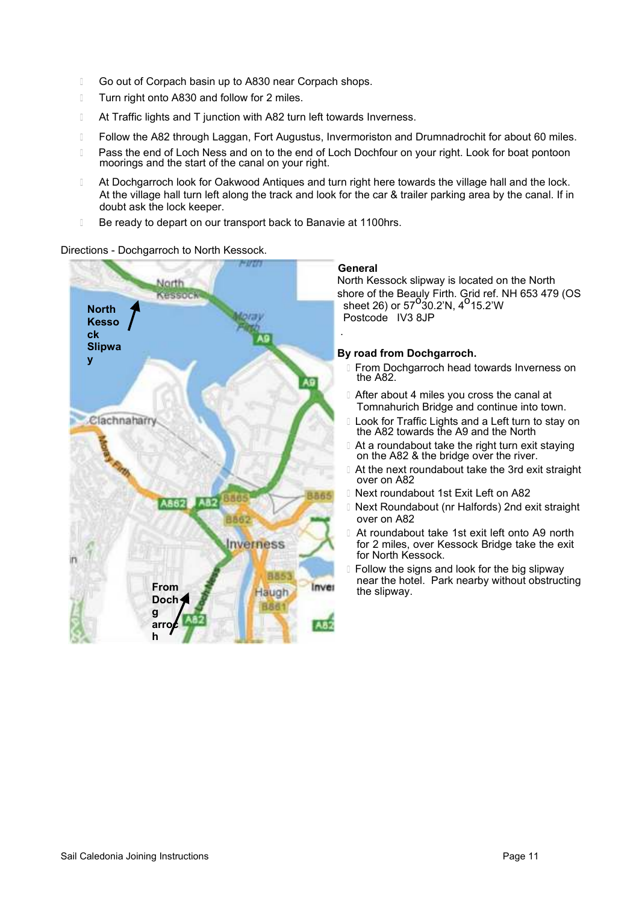- Go out of Corpach basin up to A830 near Corpach shops.
- Turn right onto A830 and follow for 2 miles.
- At Traffic lights and T junction with A82 turn left towards Inverness.
- Follow the A82 through Laggan, Fort Augustus, Invermoriston and Drumnadrochit for about 60 miles.
- Pass the end of Loch Ness and on to the end of Loch Dochfour on your right. Look for boat pontoon moorings and the start of the canal on your right.
- At Dochgarroch look for Oakwood Antiques and turn right here towards the village hall and the lock. At the village hall turn left along the track and look for the car & trailer parking area by the canal. If in doubt ask the lock keeper.
- Be ready to depart on our transport back to Banavie at 1100hrs.

Directions - Dochgarroch to North Kessock.

**General**

North Kessock slipway is located on the North shore of the Beauly Firth. Grid ref. NH 653 479 (OS sheet 26) or 57°30.2'N, 4°15.2'W

Postcode IV3 8JP

**By road from Dochgarroch.**

- From Dochgarroch head towards Inverness on the A82.
- After about 4 miles you cross the canal at Tomnahurich Bridge and continue into town.
- Look for Traffic Lights and a Left turn to stay on the A82 towards the A9 and the North
- At a roundabout take the right turn exit staying on the A82 & the bridge over the river.
- At the next roundabout take the 3rd exit straight over on A82
- Next roundabout 1st Exit Left on A82
- Next Roundabout (nr Halfords) 2nd exit straight over on A82
- At roundabout take 1st exit left onto A9 north for 2 miles, over Kessock Bridge take the exit for North Kessock.
- Follow the signs and look for the big slipway near the hotel. Park nearby without obstructing the slipway.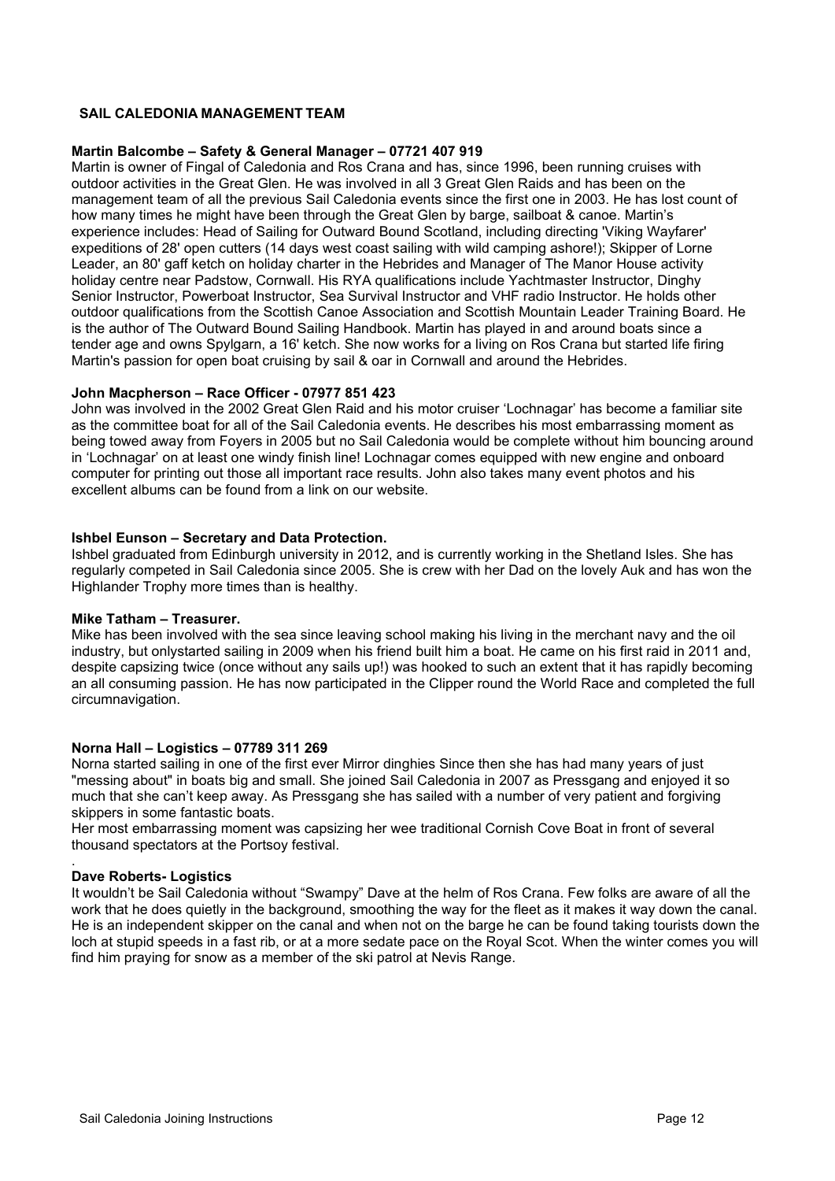## SAIL CALEDONIA MANAGEMENT TEAM

**Martin Balcombe – Safety & General Manager – 07721 407 919**

Martin is owner of Fingal of Caledonia and Ros Crana and has, since 1996, been running cruises with outdoor activities in the Great Glen. He was involved in all 3 Great Glen Raids and has been on the management team of all the previous Sail Caledonia events since the first one in 2003. He has lost count of how many times he might have been through the Great Glen by barge, sailboat & canoe. Martin's experience includes: Head of Sailing for Outward Bound Scotland, including directing 'Viking Wayfarer' expeditions of 28' open cutters (14 days west coast sailing with wild camping ashore!); Skipper of Lorne Leader, an 80' gaff ketch on holiday charter in the Hebrides and Manager of The Manor House activity holiday centre near Padstow, Cornwall. His RYA qualifications include Yachtmaster Instructor, Dinghy Senior Instructor, Powerboat Instructor, Sea Survival Instructor and VHF radio Instructor. He holds other outdoor qualifications from the Scottish Canoe Association and Scottish Mountain Leader Training Board. He is the author of The Outward Bound Sailing Handbook. Martin has played in and around boats since a tender age and owns Spylgarn, a 16' ketch. She now works for a living on Ros Crana but started life firing Martin's passion for open boat cruising by sail & oar in Cornwall and around the Hebrides.

**John Macpherson – Race Officer - 07977 851 423**

John was involved in the 2002 Great Glen Raid and his motor cruiser 'Lochnagar' has become a familiar site as the committee boat for all of the Sail Caledonia events. He describes his most embarrassing moment as being towed away from Foyers in 2005 but no Sail Caledonia would be complete without him bouncing around in 'Lochnagar' on at least one windy finish line! Lochnagar comes equipped with new engine and onboard computer for printing out those all important race results. John also takes many event photos and his excellent albums can be found from a link on our website.

**Ishbel Eunson – Secretary and Data Protection.**

Ishbel graduated from Edinburgh university in 2012, and is currently working in the Shetland Isles. She has regularly competed in Sail Caledonia since 2005. She is crew with her Dad on the lovely Auk and has won the Highlander Trophy more times than is healthy.

**Mike Tatham – Treasurer.**

Mike has been involved with the sea since leaving school making his living in the merchant navy and the oil industry, but onlystarted sailing in 2009 when his friend built him a boat. He came on his first raid in 2011 and, despite capsizing twice (once without any sails up!) was hooked to such an extent that it has rapidly becoming an all consuming passion. He has now participated in the Clipper round the World Race and completed the full circumnavigation.

**Norna Hall – Logistics – 07789 311 269**

Norna started sailing in one of the first ever Mirror dinghies Since then she has had many years of just "messing about" in boats big and small. She joined Sail Caledonia in 2007 as Pressgang and enjoyed it so much that she can't keep away. As Pressgang she has sailed with a number of very patient and forgiving skippers in some fantastic boats.

Her most embarrassing moment was capsizing her wee traditional Cornish Cove Boat in front of several thousand spectators at the Portsoy festival.

**Dave Roberts- Logistics**

It wouldn't be Sail Caledonia without "Swampy" Dave at the helm of Ros Crana. Few folks are aware of all the work that he does quietly in the background, smoothing the way for the fleet as it makes it way down the canal. He is an independent skipper on the canal and when not on the barge he can be found taking tourists down the loch at stupid speeds in a fast rib, or at a more sedate pace on the Royal Scot. When the winter comes you will find him praying for snow as a member of the ski patrol at Nevis Range.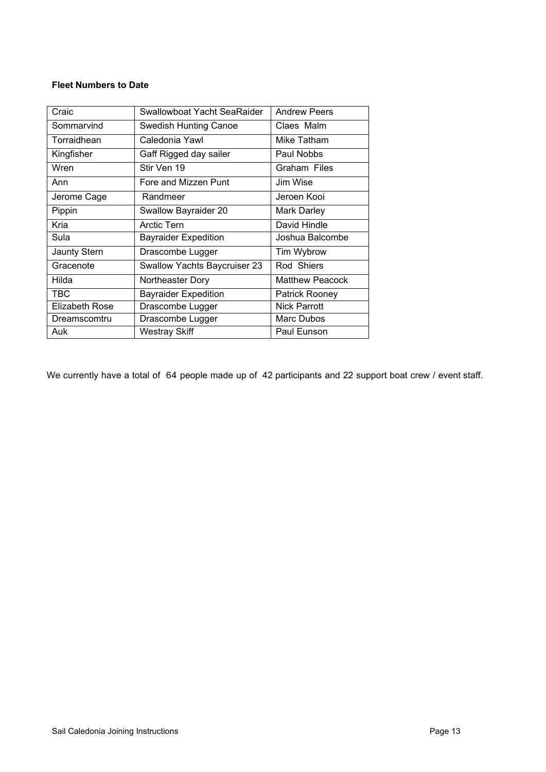**Fleet Numbers to Date**

| | | |
|---|---|---|
| Craic | Swallowboat Yacht SeaRaider | Andrew Peers |
| Sommarvind | Swedish Hunting Canoe | Claes Malm |
| Torraidhean | Caledonia Yawl | Mike Tatham |
| Kingfisher | Gaff Rigged day sailer | Paul Nobbs |
| Wren | Stir Ven 19 | Graham Files |
| Ann | Fore and Mizzen Punt | Jim Wise |
| Jerome Cage | Randmeer | Jeroen Kooi |
| Pippin | Swallow Bayraider 20 | Mark Darley |
| Kria | Arctic Tern | David Hindle |
| Sula | Bayraider Expedition | Joshua Balcombe |
| Jaunty Stern | Drascombe Lugger | Tim Wybrow |
| Gracenote | Swallow Yachts Baycruiser 23 | Rod Shiers |
| Hilda | Northeaster Dory | Matthew Peacock |
| TBC | Bayraider Expedition | Patrick Rooney |
| Elizabeth Rose | Drascombe Lugger | Nick Parrott |
| Dreamscomtru | Drascombe Lugger | Marc Dubos |
| Auk | Westray Skiff | Paul Eunson |

We currently have a total of 64 people made up of 42 participants and 22 support boat crew / event staff.